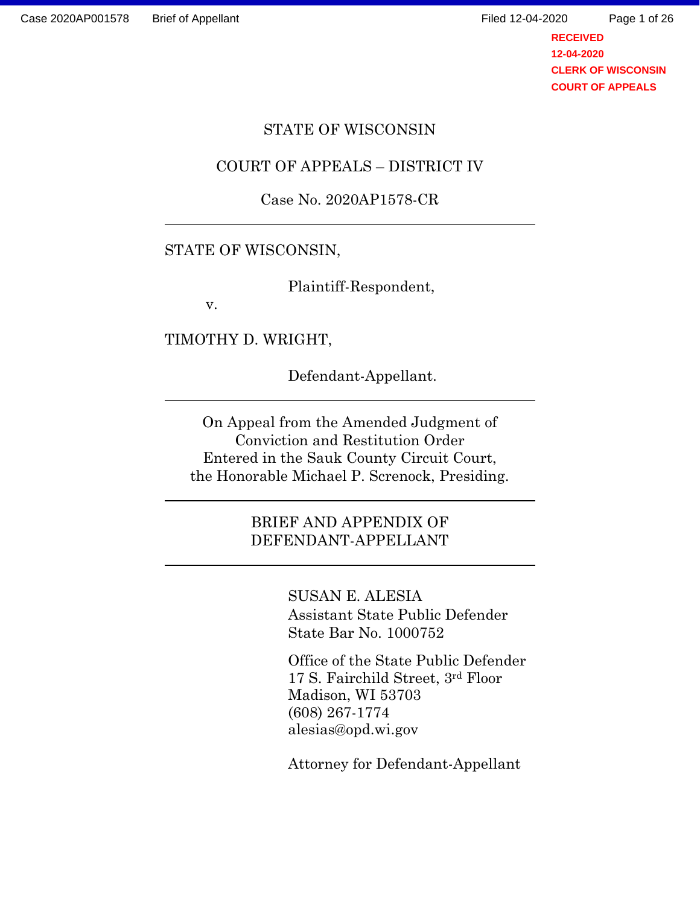RECEIVED
12-04-2020
CLERK OF WISCONSIN
COURT OF APPEALS

STATE OF WISCONSIN

COURT OF APPEALS – DISTRICT IV

Case No. 2020AP1578-CR

---

STATE OF WISCONSIN,

Plaintiff-Respondent,

v.

TIMOTHY D. WRIGHT,

Defendant-Appellant.

---

On Appeal from the Amended Judgment of Conviction and Restitution Order Entered in the Sauk County Circuit Court, the Honorable Michael P. Screnock, Presiding.

---

BRIEF AND APPENDIX OF DEFENDANT-APPELLANT

---

SUSAN E. ALESIA
Assistant State Public Defender
State Bar No. 1000752

Office of the State Public Defender
17 S. Fairchild Street, 3rd Floor
Madison, WI 53703
(608) 267-1774
alesias@opd.wi.gov

Attorney for Defendant-Appellant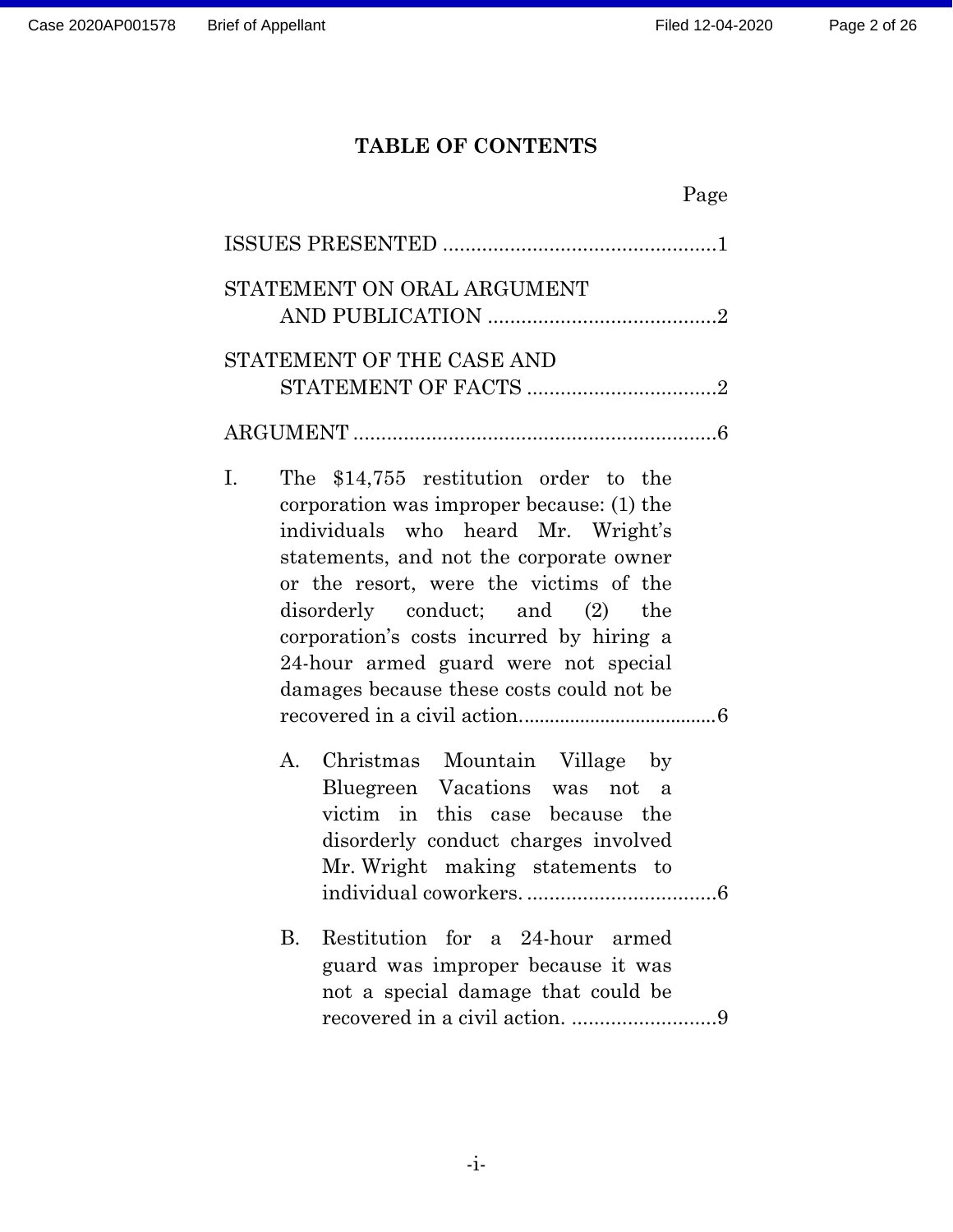**TABLE OF CONTENTS**

Page

ISSUES PRESENTED ................................................1

STATEMENT ON ORAL ARGUMENT AND PUBLICATION ........................................2

STATEMENT OF THE CASE AND STATEMENT OF FACTS ..................................2

ARGUMENT .................................................................6

I. The $14,755 restitution order to the corporation was improper because: (1) the individuals who heard Mr. Wright's statements, and not the corporate owner or the resort, were the victims of the disorderly conduct; and (2) the corporation's costs incurred by hiring a 24-hour armed guard were not special damages because these costs could not be recovered in a civil action.......................................6

   A. Christmas Mountain Village by Bluegreen Vacations was not a victim in this case because the disorderly conduct charges involved Mr. Wright making statements to individual coworkers. ..................................6

   B. Restitution for a 24-hour armed guard was improper because it was not a special damage that could be recovered in a civil action. ...........................9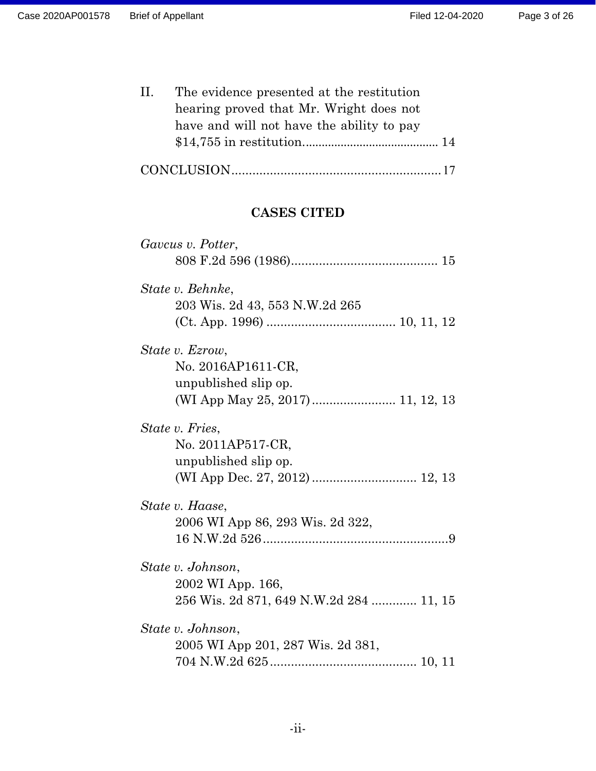II. The evidence presented at the restitution hearing proved that Mr. Wright does not have and will not have the ability to pay $14,755 in restitution.......................................... 14

CONCLUSION............................................................17

## CASES CITED

*Gavcus v. Potter*,
808 F.2d 596 (1986).......................................... 15

*State v. Behnke*,
203 Wis. 2d 43, 553 N.W.2d 265
(Ct. App. 1996) ..................................... 10, 11, 12

*State v. Ezrow*,
No. 2016AP1611-CR,
unpublished slip op.
(WI App May 25, 2017)........................ 11, 12, 13

*State v. Fries*,
No. 2011AP517-CR,
unpublished slip op.
(WI App Dec. 27, 2012).............................. 12, 13

*State v. Haase*,
2006 WI App 86, 293 Wis. 2d 322,
16 N.W.2d 526......................................................9

*State v. Johnson*,
2002 WI App. 166,
256 Wis. 2d 871, 649 N.W.2d 284 ............. 11, 15

*State v. Johnson*,
2005 WI App 201, 287 Wis. 2d 381,
704 N.W.2d 625.......................................... 10, 11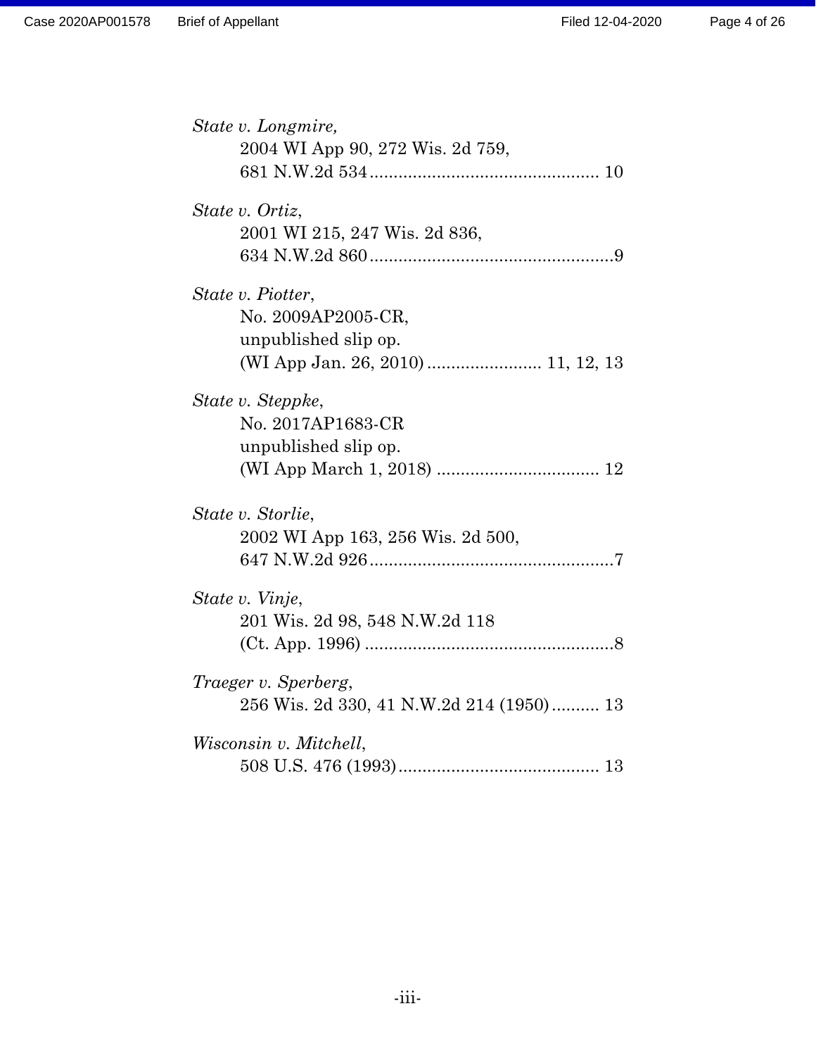*State v. Longmire,*
2004 WI App 90, 272 Wis. 2d 759,
681 N.W.2d 534 ................................................ 10

*State v. Ortiz*,
2001 WI 215, 247 Wis. 2d 836,
634 N.W.2d 860 ...................................................9

*State v. Piotter*,
No. 2009AP2005-CR,
unpublished slip op.
(WI App Jan. 26, 2010) ........................ 11, 12, 13

*State v. Steppke*,
No. 2017AP1683-CR
unpublished slip op.
(WI App March 1, 2018) .................................. 12

*State v. Storlie*,
2002 WI App 163, 256 Wis. 2d 500,
647 N.W.2d 926 ...................................................7

*State v. Vinje*,
201 Wis. 2d 98, 548 N.W.2d 118
(Ct. App. 1996) ....................................................8

*Traeger v. Sperberg*,
256 Wis. 2d 330, 41 N.W.2d 214 (1950) .......... 13

*Wisconsin v. Mitchell*,
508 U.S. 476 (1993) .......................................... 13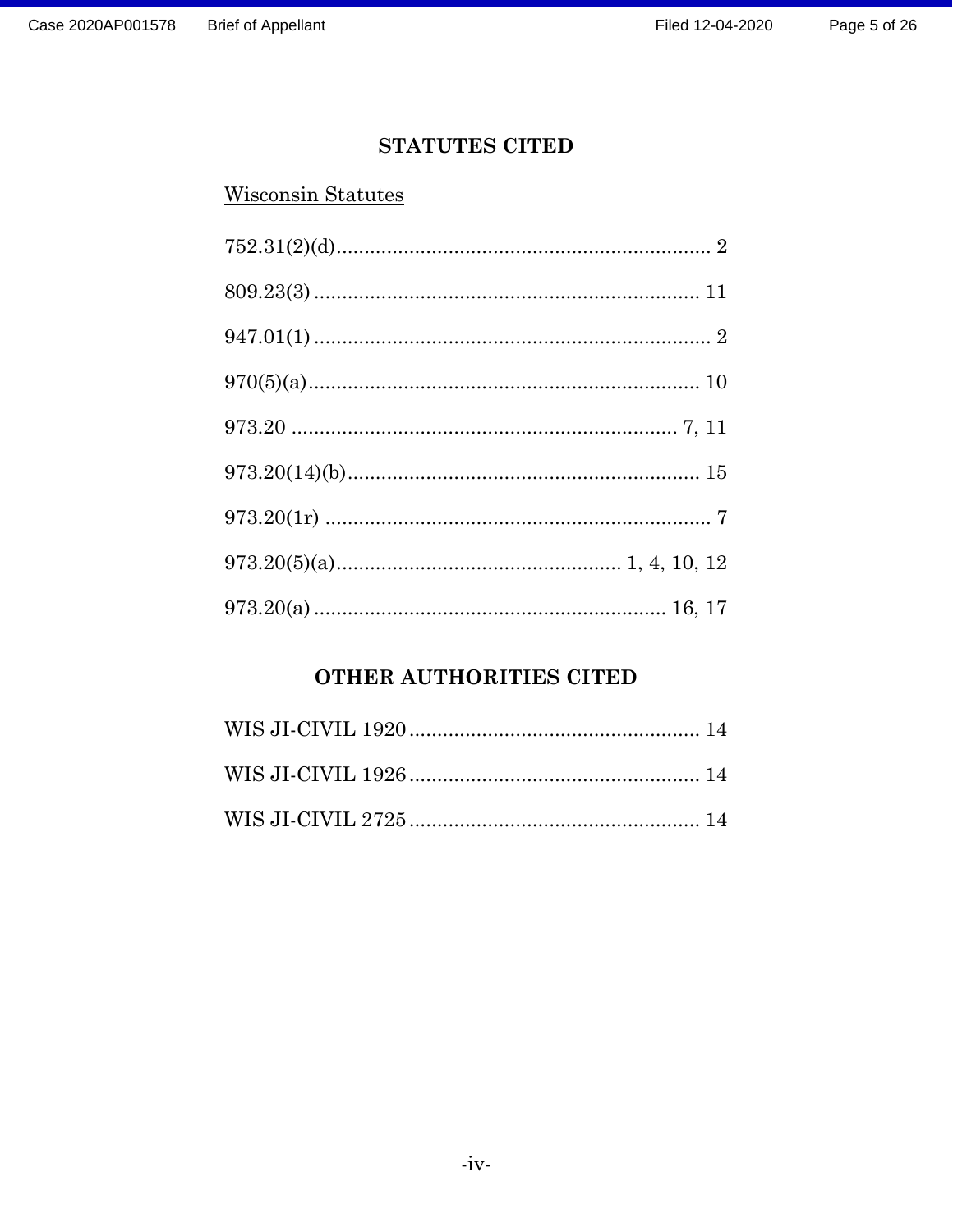# STATUTES CITED

<u>Wisconsin Statutes</u>

752.31(2)(d)................................................................... 2

809.23(3)..................................................................... 11

947.01(1)....................................................................... 2

970(5)(a)...................................................................... 10

973.20 ..................................................................... 7, 11

973.20(14)(b)............................................................... 15

973.20(1r) ..................................................................... 7

973.20(5)(a)................................................... 1, 4, 10, 12

973.20(a) .............................................................. 16, 17

# OTHER AUTHORITIES CITED

WIS JI-CIVIL 1920.................................................... 14

WIS JI-CIVIL 1926.................................................... 14

WIS JI-CIVIL 2725.................................................... 14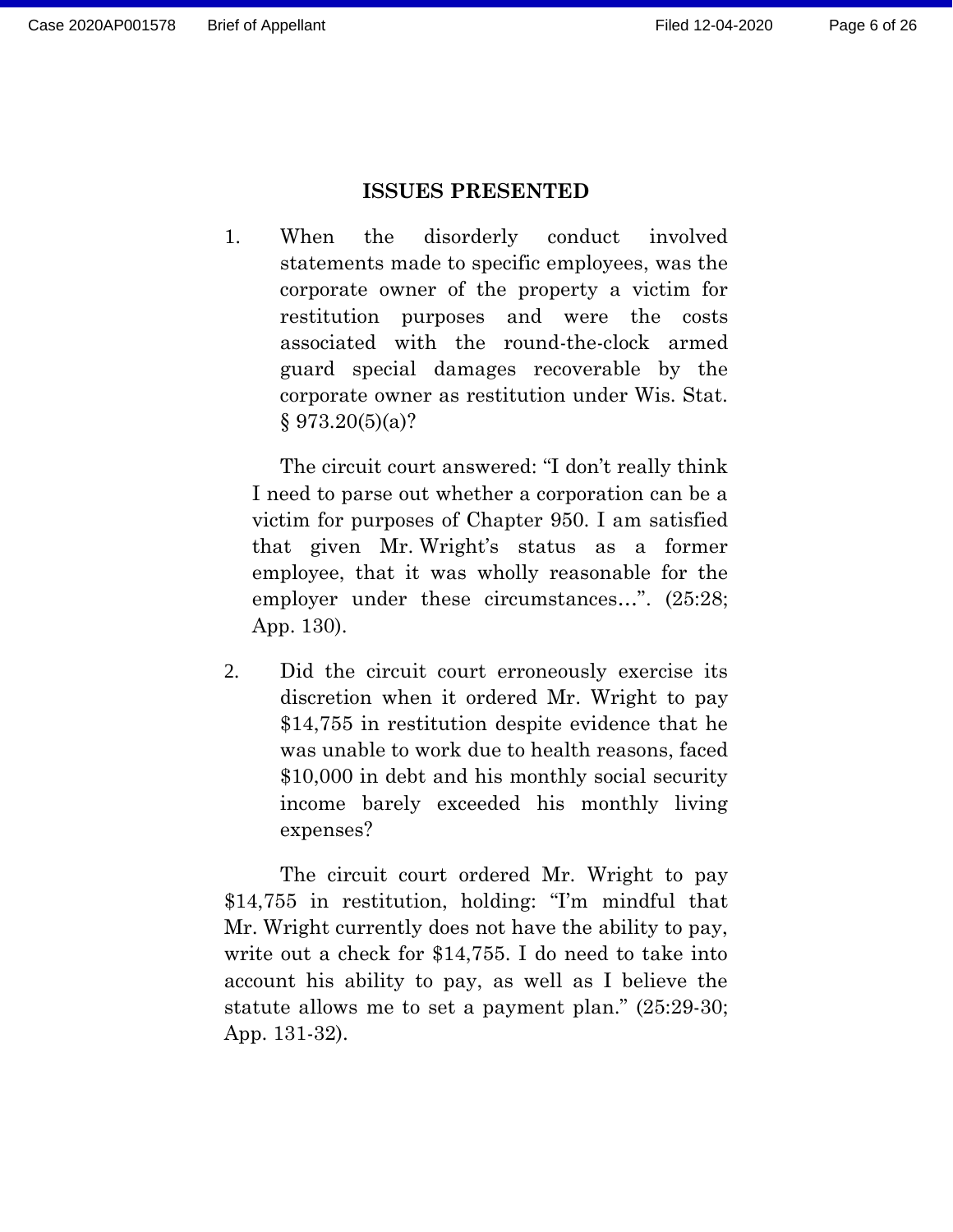## ISSUES PRESENTED

1. When the disorderly conduct involved statements made to specific employees, was the corporate owner of the property a victim for restitution purposes and were the costs associated with the round-the-clock armed guard special damages recoverable by the corporate owner as restitution under Wis. Stat. § 973.20(5)(a)?

   The circuit court answered: "I don't really think I need to parse out whether a corporation can be a victim for purposes of Chapter 950. I am satisfied that given Mr. Wright's status as a former employee, that it was wholly reasonable for the employer under these circumstances…". (25:28; App. 130).

2. Did the circuit court erroneously exercise its discretion when it ordered Mr. Wright to pay $14,755 in restitution despite evidence that he was unable to work due to health reasons, faced $10,000 in debt and his monthly social security income barely exceeded his monthly living expenses?

The circuit court ordered Mr. Wright to pay $14,755 in restitution, holding: "I'm mindful that Mr. Wright currently does not have the ability to pay, write out a check for $14,755. I do need to take into account his ability to pay, as well as I believe the statute allows me to set a payment plan." (25:29-30; App. 131-32).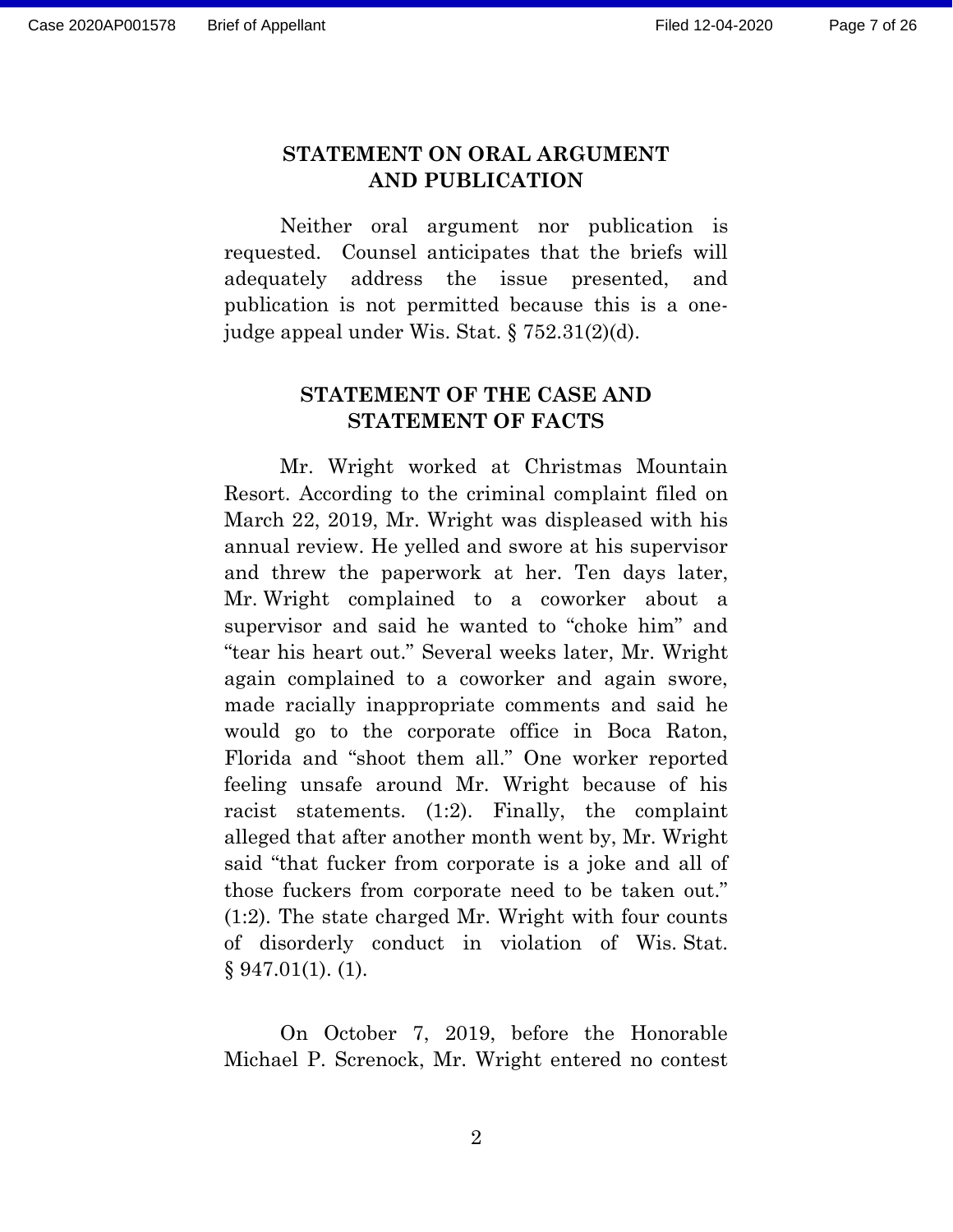## STATEMENT ON ORAL ARGUMENT AND PUBLICATION

Neither oral argument nor publication is requested. Counsel anticipates that the briefs will adequately address the issue presented, and publication is not permitted because this is a one-judge appeal under Wis. Stat. § 752.31(2)(d).

## STATEMENT OF THE CASE AND STATEMENT OF FACTS

Mr. Wright worked at Christmas Mountain Resort. According to the criminal complaint filed on March 22, 2019, Mr. Wright was displeased with his annual review. He yelled and swore at his supervisor and threw the paperwork at her. Ten days later, Mr. Wright complained to a coworker about a supervisor and said he wanted to "choke him" and "tear his heart out." Several weeks later, Mr. Wright again complained to a coworker and again swore, made racially inappropriate comments and said he would go to the corporate office in Boca Raton, Florida and "shoot them all." One worker reported feeling unsafe around Mr. Wright because of his racist statements. (1:2). Finally, the complaint alleged that after another month went by, Mr. Wright said "that fucker from corporate is a joke and all of those fuckers from corporate need to be taken out." (1:2). The state charged Mr. Wright with four counts of disorderly conduct in violation of Wis. Stat. § 947.01(1). (1).

On October 7, 2019, before the Honorable Michael P. Screnock, Mr. Wright entered no contest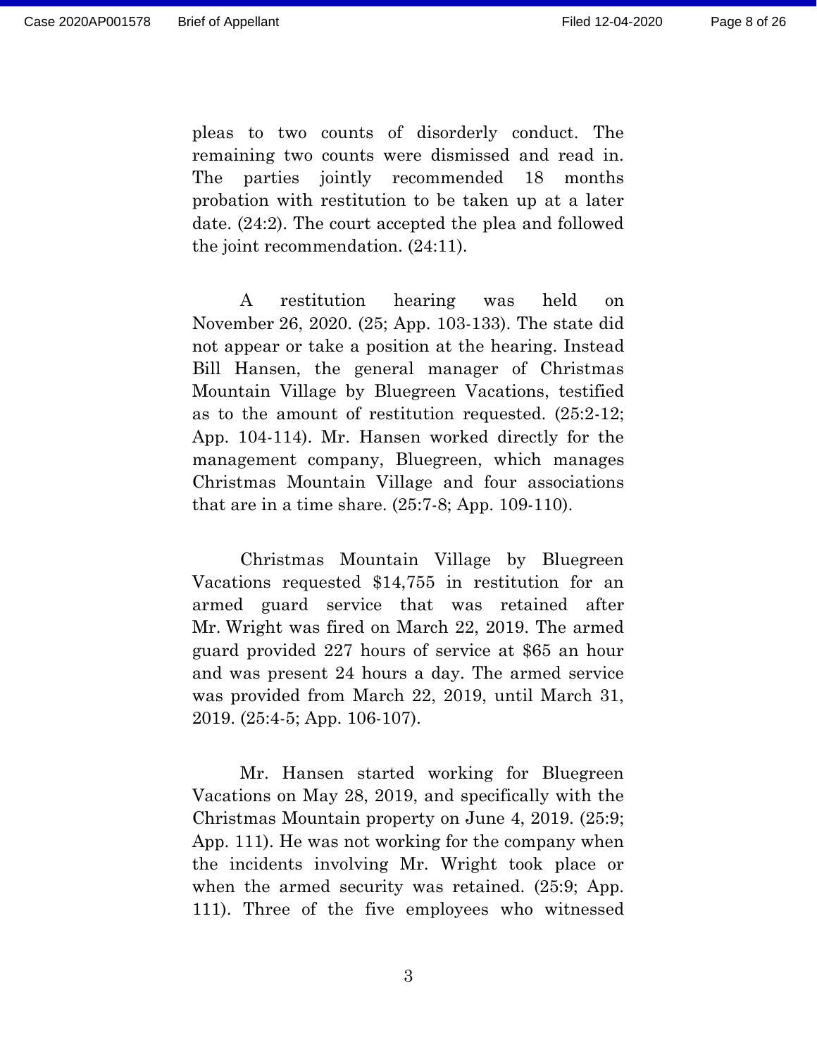pleas to two counts of disorderly conduct. The remaining two counts were dismissed and read in. The parties jointly recommended 18 months probation with restitution to be taken up at a later date. (24:2). The court accepted the plea and followed the joint recommendation. (24:11).

A restitution hearing was held on November 26, 2020. (25; App. 103-133). The state did not appear or take a position at the hearing. Instead Bill Hansen, the general manager of Christmas Mountain Village by Bluegreen Vacations, testified as to the amount of restitution requested. (25:2-12; App. 104-114). Mr. Hansen worked directly for the management company, Bluegreen, which manages Christmas Mountain Village and four associations that are in a time share. (25:7-8; App. 109-110).

Christmas Mountain Village by Bluegreen Vacations requested $14,755 in restitution for an armed guard service that was retained after Mr. Wright was fired on March 22, 2019. The armed guard provided 227 hours of service at $65 an hour and was present 24 hours a day. The armed service was provided from March 22, 2019, until March 31, 2019. (25:4-5; App. 106-107).

Mr. Hansen started working for Bluegreen Vacations on May 28, 2019, and specifically with the Christmas Mountain property on June 4, 2019. (25:9; App. 111). He was not working for the company when the incidents involving Mr. Wright took place or when the armed security was retained. (25:9; App. 111). Three of the five employees who witnessed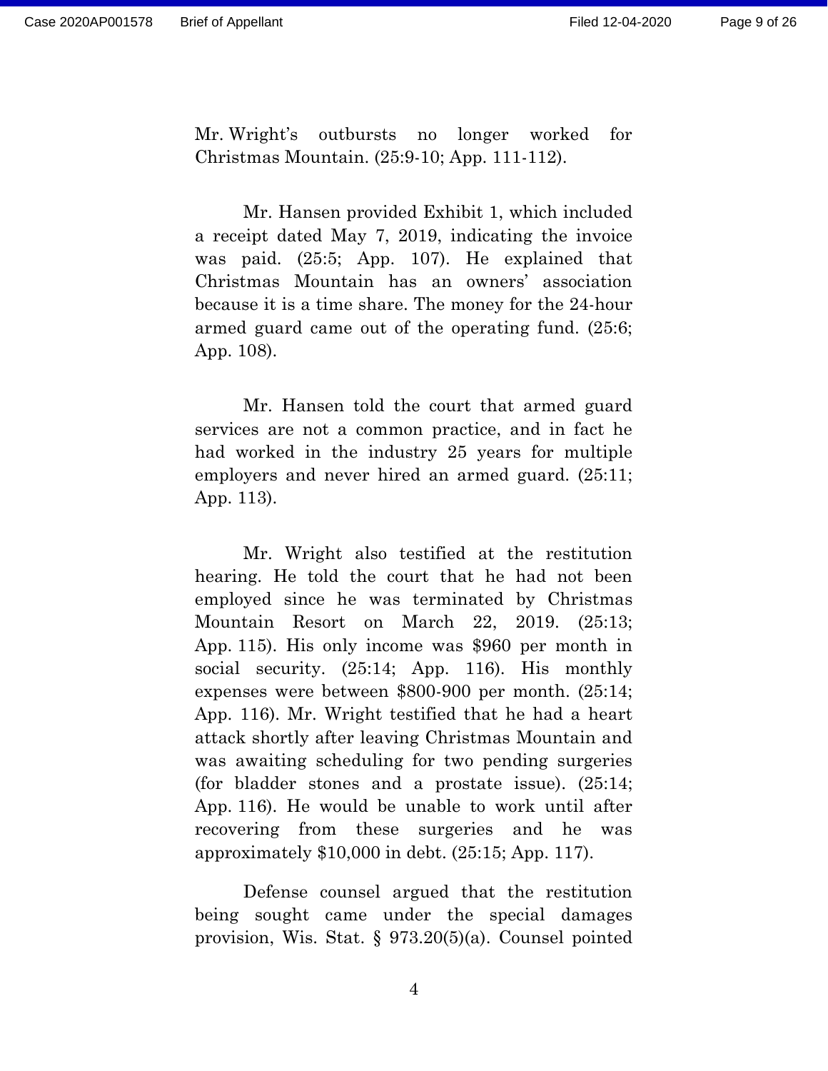Mr. Wright's outbursts no longer worked for Christmas Mountain. (25:9-10; App. 111-112).

Mr. Hansen provided Exhibit 1, which included a receipt dated May 7, 2019, indicating the invoice was paid. (25:5; App. 107). He explained that Christmas Mountain has an owners' association because it is a time share. The money for the 24-hour armed guard came out of the operating fund. (25:6; App. 108).

Mr. Hansen told the court that armed guard services are not a common practice, and in fact he had worked in the industry 25 years for multiple employers and never hired an armed guard. (25:11; App. 113).

Mr. Wright also testified at the restitution hearing. He told the court that he had not been employed since he was terminated by Christmas Mountain Resort on March 22, 2019. (25:13; App. 115). His only income was $960 per month in social security. (25:14; App. 116). His monthly expenses were between $800-900 per month. (25:14; App. 116). Mr. Wright testified that he had a heart attack shortly after leaving Christmas Mountain and was awaiting scheduling for two pending surgeries (for bladder stones and a prostate issue). (25:14; App. 116). He would be unable to work until after recovering from these surgeries and he was approximately $10,000 in debt. (25:15; App. 117).

Defense counsel argued that the restitution being sought came under the special damages provision, Wis. Stat. § 973.20(5)(a). Counsel pointed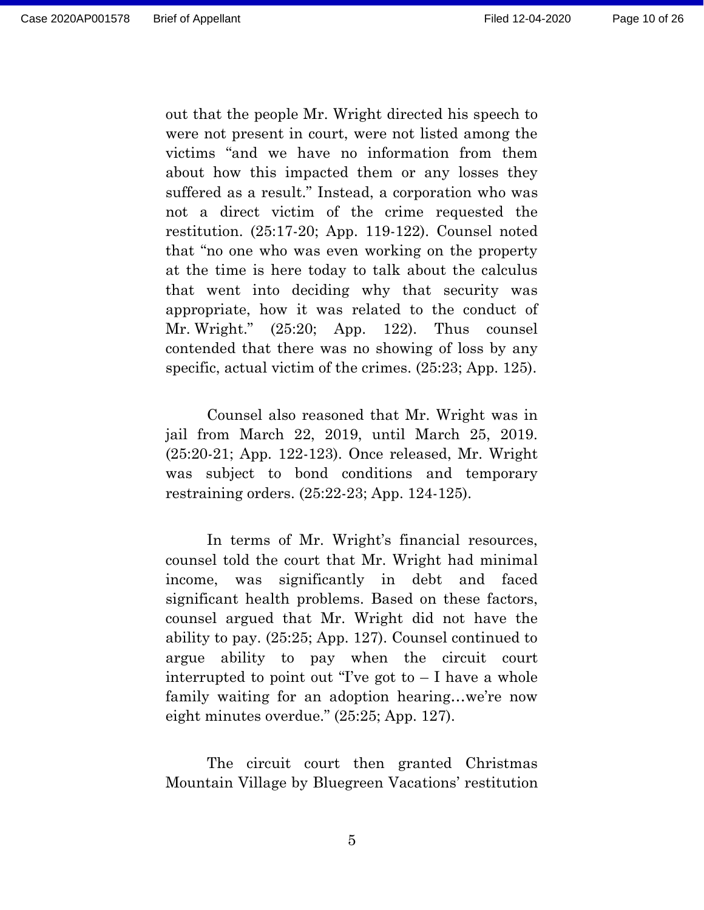out that the people Mr. Wright directed his speech to were not present in court, were not listed among the victims "and we have no information from them about how this impacted them or any losses they suffered as a result." Instead, a corporation who was not a direct victim of the crime requested the restitution. (25:17-20; App. 119-122). Counsel noted that "no one who was even working on the property at the time is here today to talk about the calculus that went into deciding why that security was appropriate, how it was related to the conduct of Mr. Wright." (25:20; App. 122). Thus counsel contended that there was no showing of loss by any specific, actual victim of the crimes. (25:23; App. 125).

Counsel also reasoned that Mr. Wright was in jail from March 22, 2019, until March 25, 2019. (25:20-21; App. 122-123). Once released, Mr. Wright was subject to bond conditions and temporary restraining orders. (25:22-23; App. 124-125).

In terms of Mr. Wright's financial resources, counsel told the court that Mr. Wright had minimal income, was significantly in debt and faced significant health problems. Based on these factors, counsel argued that Mr. Wright did not have the ability to pay. (25:25; App. 127). Counsel continued to argue ability to pay when the circuit court interrupted to point out "I've got to – I have a whole family waiting for an adoption hearing…we're now eight minutes overdue." (25:25; App. 127).

The circuit court then granted Christmas Mountain Village by Bluegreen Vacations' restitution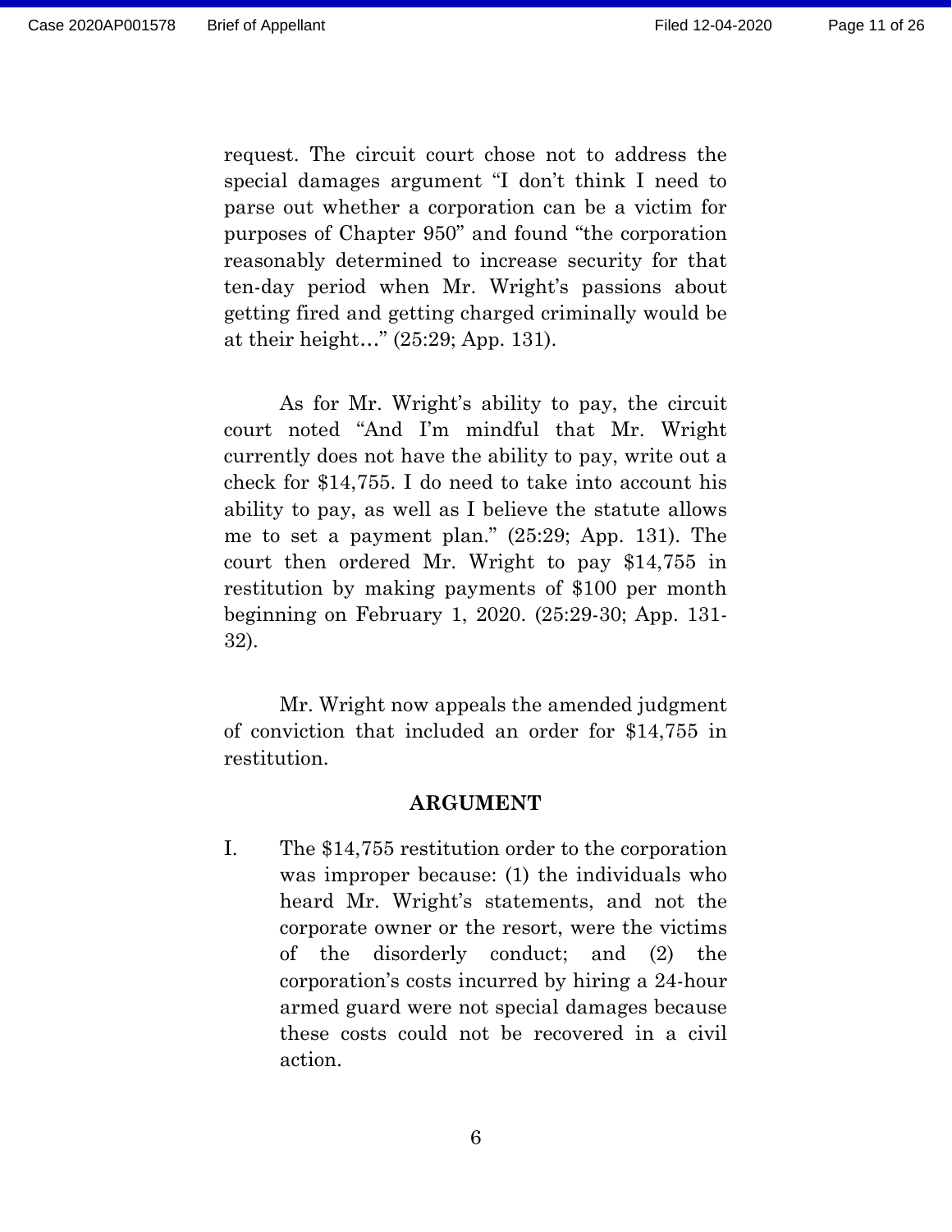request. The circuit court chose not to address the special damages argument "I don't think I need to parse out whether a corporation can be a victim for purposes of Chapter 950" and found "the corporation reasonably determined to increase security for that ten-day period when Mr. Wright's passions about getting fired and getting charged criminally would be at their height…" (25:29; App. 131).

As for Mr. Wright's ability to pay, the circuit court noted "And I'm mindful that Mr. Wright currently does not have the ability to pay, write out a check for $14,755. I do need to take into account his ability to pay, as well as I believe the statute allows me to set a payment plan." (25:29; App. 131). The court then ordered Mr. Wright to pay $14,755 in restitution by making payments of $100 per month beginning on February 1, 2020. (25:29-30; App. 131-32).

Mr. Wright now appeals the amended judgment of conviction that included an order for $14,755 in restitution.

## ARGUMENT

I. The $14,755 restitution order to the corporation was improper because: (1) the individuals who heard Mr. Wright's statements, and not the corporate owner or the resort, were the victims of the disorderly conduct; and (2) the corporation's costs incurred by hiring a 24-hour armed guard were not special damages because these costs could not be recovered in a civil action.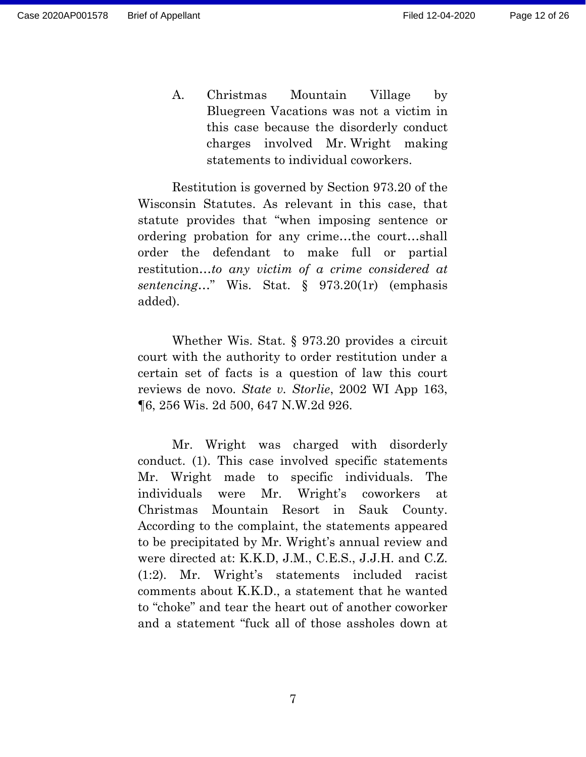A. Christmas Mountain Village by Bluegreen Vacations was not a victim in this case because the disorderly conduct charges involved Mr. Wright making statements to individual coworkers.

Restitution is governed by Section 973.20 of the Wisconsin Statutes. As relevant in this case, that statute provides that "when imposing sentence or ordering probation for any crime…the court…shall order the defendant to make full or partial restitution…*to any victim of a crime considered at sentencing*…" Wis. Stat. § 973.20(1r) (emphasis added).

Whether Wis. Stat. § 973.20 provides a circuit court with the authority to order restitution under a certain set of facts is a question of law this court reviews de novo. *State v. Storlie*, 2002 WI App 163, ¶6, 256 Wis. 2d 500, 647 N.W.2d 926.

Mr. Wright was charged with disorderly conduct. (1). This case involved specific statements Mr. Wright made to specific individuals. The individuals were Mr. Wright's coworkers at Christmas Mountain Resort in Sauk County. According to the complaint, the statements appeared to be precipitated by Mr. Wright's annual review and were directed at: K.K.D, J.M., C.E.S., J.J.H. and C.Z. (1:2). Mr. Wright's statements included racist comments about K.K.D., a statement that he wanted to "choke" and tear the heart out of another coworker and a statement "fuck all of those assholes down at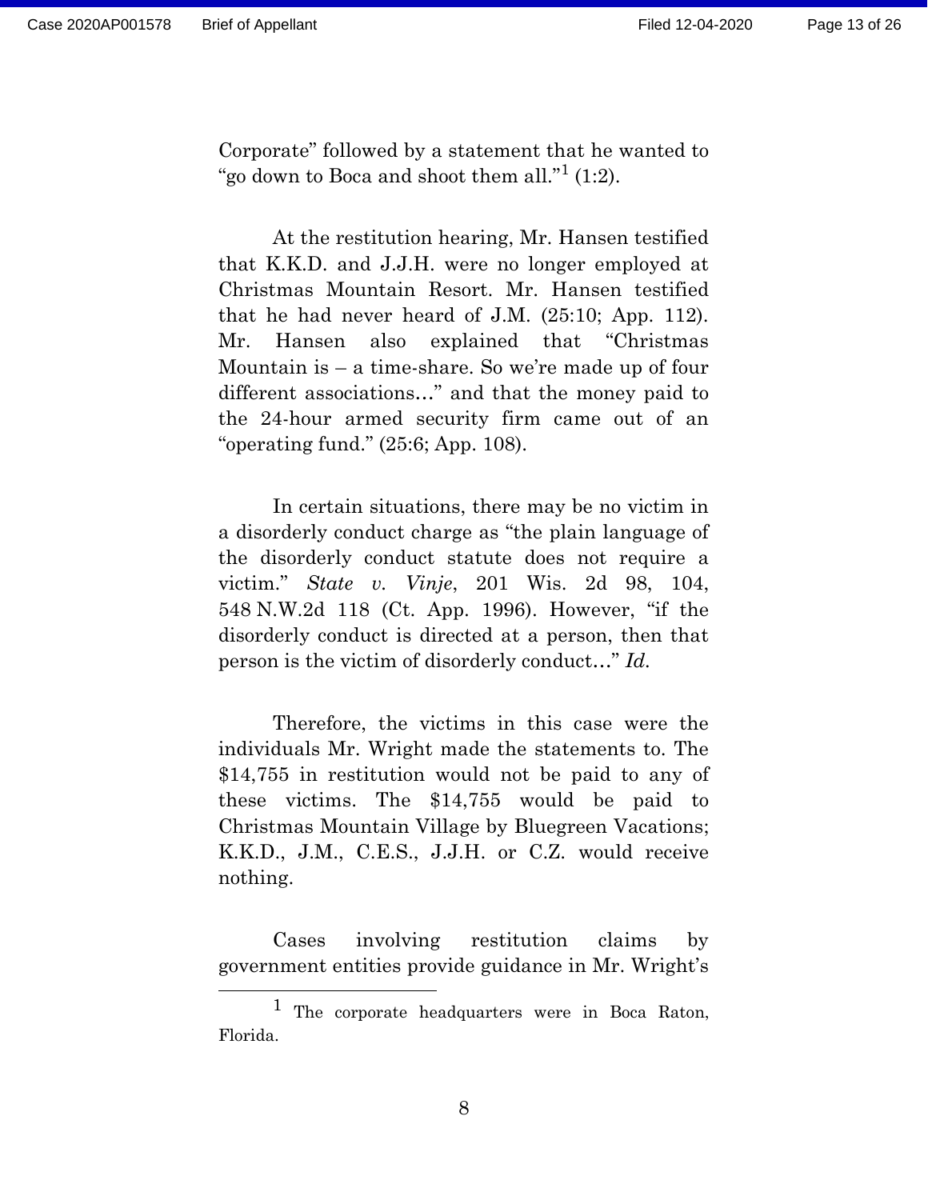Corporate" followed by a statement that he wanted to "go down to Boca and shoot them all."[1] (1:2).

At the restitution hearing, Mr. Hansen testified that K.K.D. and J.J.H. were no longer employed at Christmas Mountain Resort. Mr. Hansen testified that he had never heard of J.M. (25:10; App. 112). Mr. Hansen also explained that "Christmas Mountain is – a time-share. So we're made up of four different associations…" and that the money paid to the 24-hour armed security firm came out of an "operating fund." (25:6; App. 108).

In certain situations, there may be no victim in a disorderly conduct charge as "the plain language of the disorderly conduct statute does not require a victim." *State v. Vinje*, 201 Wis. 2d 98, 104, 548 N.W.2d 118 (Ct. App. 1996). However, "if the disorderly conduct is directed at a person, then that person is the victim of disorderly conduct…" *Id.*

Therefore, the victims in this case were the individuals Mr. Wright made the statements to. The $14,755 in restitution would not be paid to any of these victims. The $14,755 would be paid to Christmas Mountain Village by Bluegreen Vacations; K.K.D., J.M., C.E.S., J.J.H. or C.Z. would receive nothing.

Cases involving restitution claims by government entities provide guidance in Mr. Wright's

[1] The corporate headquarters were in Boca Raton, Florida.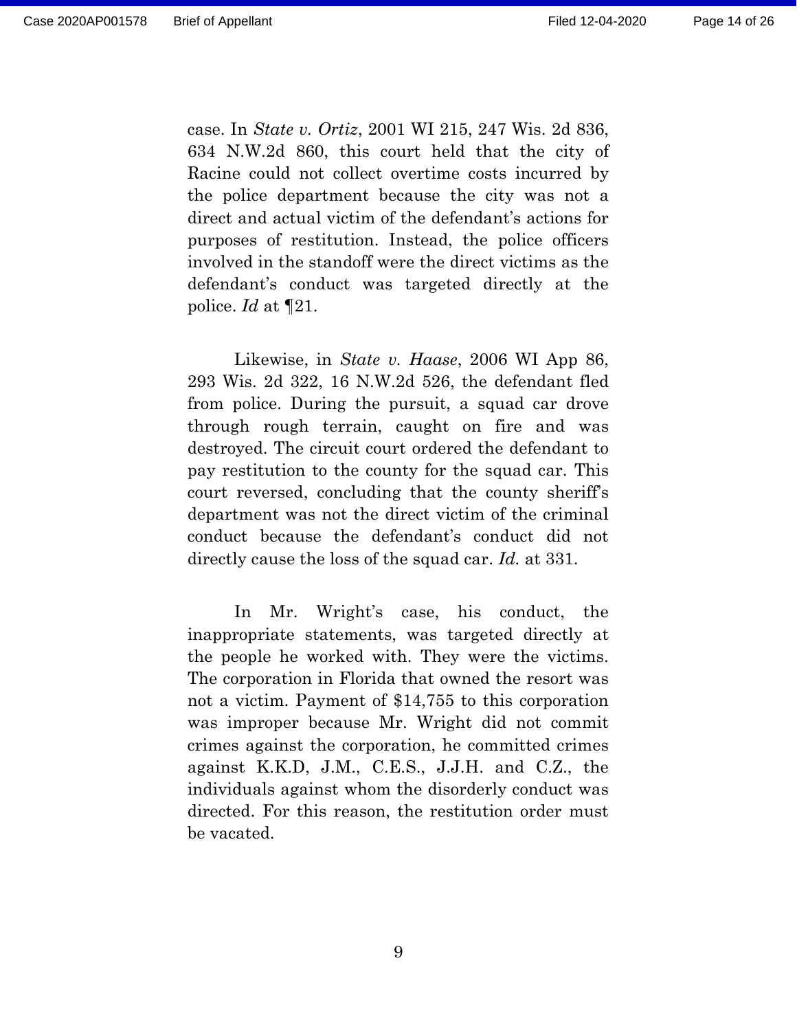case. In *State v. Ortiz*, 2001 WI 215, 247 Wis. 2d 836, 634 N.W.2d 860, this court held that the city of Racine could not collect overtime costs incurred by the police department because the city was not a direct and actual victim of the defendant's actions for purposes of restitution. Instead, the police officers involved in the standoff were the direct victims as the defendant's conduct was targeted directly at the police. *Id* at ¶21.

Likewise, in *State v. Haase*, 2006 WI App 86, 293 Wis. 2d 322, 16 N.W.2d 526, the defendant fled from police. During the pursuit, a squad car drove through rough terrain, caught on fire and was destroyed. The circuit court ordered the defendant to pay restitution to the county for the squad car. This court reversed, concluding that the county sheriff's department was not the direct victim of the criminal conduct because the defendant's conduct did not directly cause the loss of the squad car. *Id.* at 331.

In Mr. Wright's case, his conduct, the inappropriate statements, was targeted directly at the people he worked with. They were the victims. The corporation in Florida that owned the resort was not a victim. Payment of $14,755 to this corporation was improper because Mr. Wright did not commit crimes against the corporation, he committed crimes against K.K.D, J.M., C.E.S., J.J.H. and C.Z., the individuals against whom the disorderly conduct was directed. For this reason, the restitution order must be vacated.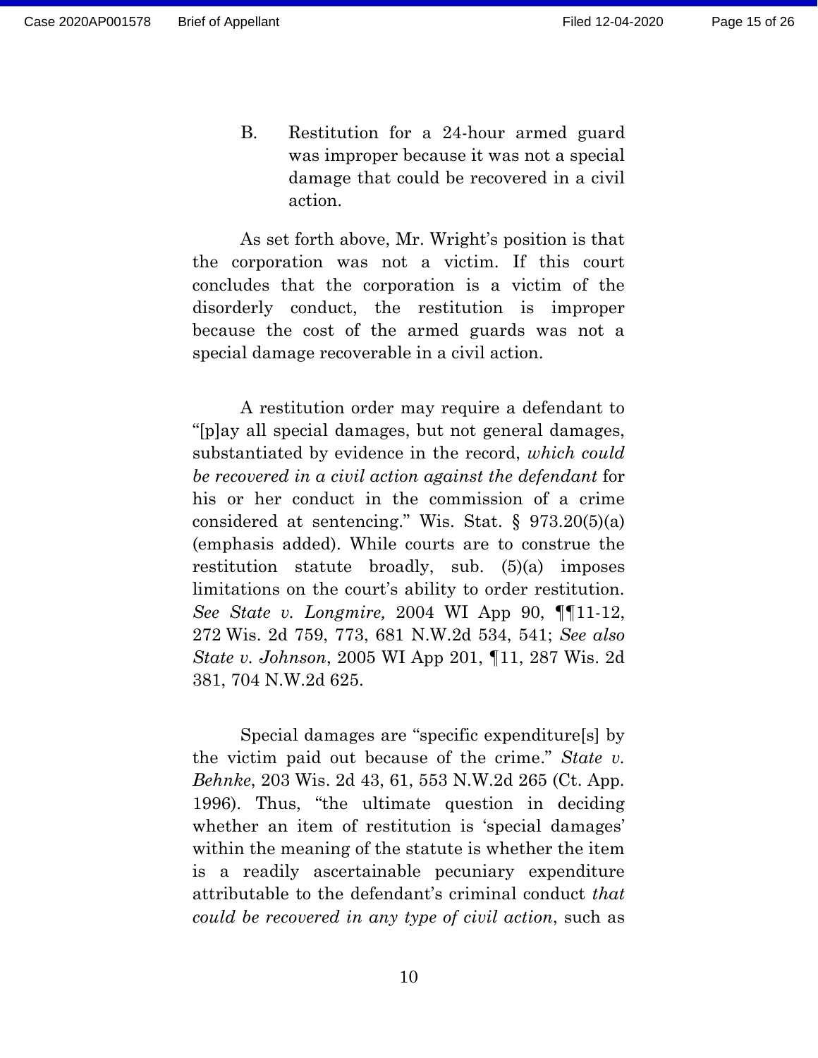B. Restitution for a 24-hour armed guard was improper because it was not a special damage that could be recovered in a civil action.

As set forth above, Mr. Wright's position is that the corporation was not a victim. If this court concludes that the corporation is a victim of the disorderly conduct, the restitution is improper because the cost of the armed guards was not a special damage recoverable in a civil action.

A restitution order may require a defendant to "[p]ay all special damages, but not general damages, substantiated by evidence in the record, *which could be recovered in a civil action against the defendant* for his or her conduct in the commission of a crime considered at sentencing." Wis. Stat. § 973.20(5)(a) (emphasis added). While courts are to construe the restitution statute broadly, sub. (5)(a) imposes limitations on the court's ability to order restitution. *See State v. Longmire,* 2004 WI App 90, ¶¶11-12, 272 Wis. 2d 759, 773, 681 N.W.2d 534, 541; *See also State v. Johnson*, 2005 WI App 201, ¶11, 287 Wis. 2d 381, 704 N.W.2d 625.

Special damages are "specific expenditure[s] by the victim paid out because of the crime." *State v. Behnke*, 203 Wis. 2d 43, 61, 553 N.W.2d 265 (Ct. App. 1996). Thus, "the ultimate question in deciding whether an item of restitution is 'special damages' within the meaning of the statute is whether the item is a readily ascertainable pecuniary expenditure attributable to the defendant's criminal conduct *that could be recovered in any type of civil action*, such as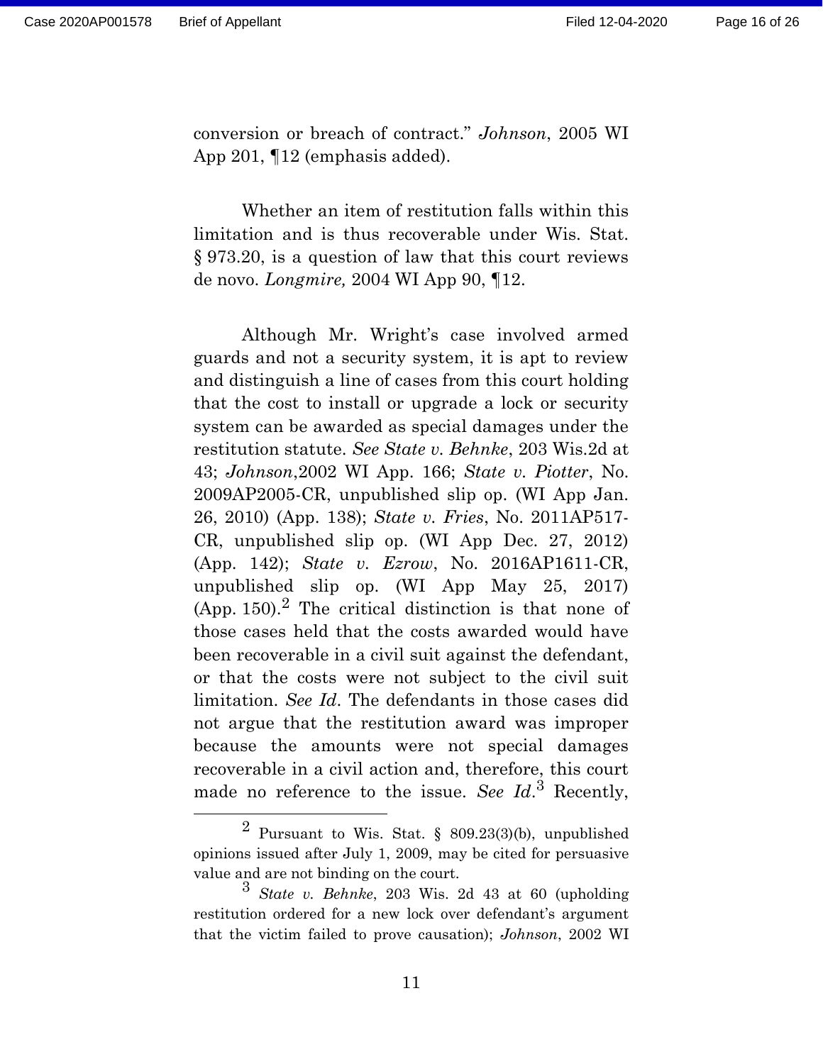conversion or breach of contract." *Johnson*, 2005 WI App 201, ¶12 (emphasis added).

Whether an item of restitution falls within this limitation and is thus recoverable under Wis. Stat. § 973.20, is a question of law that this court reviews de novo. *Longmire,* 2004 WI App 90, ¶12.

Although Mr. Wright's case involved armed guards and not a security system, it is apt to review and distinguish a line of cases from this court holding that the cost to install or upgrade a lock or security system can be awarded as special damages under the restitution statute. *See State v. Behnke*, 203 Wis.2d at 43; *Johnson*,2002 WI App. 166; *State v. Piotter*, No. 2009AP2005-CR, unpublished slip op. (WI App Jan. 26, 2010) (App. 138); *State v. Fries*, No. 2011AP517-CR, unpublished slip op. (WI App Dec. 27, 2012) (App. 142); *State v. Ezrow*, No. 2016AP1611-CR, unpublished slip op. (WI App May 25, 2017) (App. 150).[2] The critical distinction is that none of those cases held that the costs awarded would have been recoverable in a civil suit against the defendant, or that the costs were not subject to the civil suit limitation. *See Id*. The defendants in those cases did not argue that the restitution award was improper because the amounts were not special damages recoverable in a civil action and, therefore, this court made no reference to the issue. *See Id*.[3] Recently,

---

[2] Pursuant to Wis. Stat. § 809.23(3)(b), unpublished opinions issued after July 1, 2009, may be cited for persuasive value and are not binding on the court.

[3] *State v. Behnke*, 203 Wis. 2d 43 at 60 (upholding restitution ordered for a new lock over defendant's argument that the victim failed to prove causation); *Johnson*, 2002 WI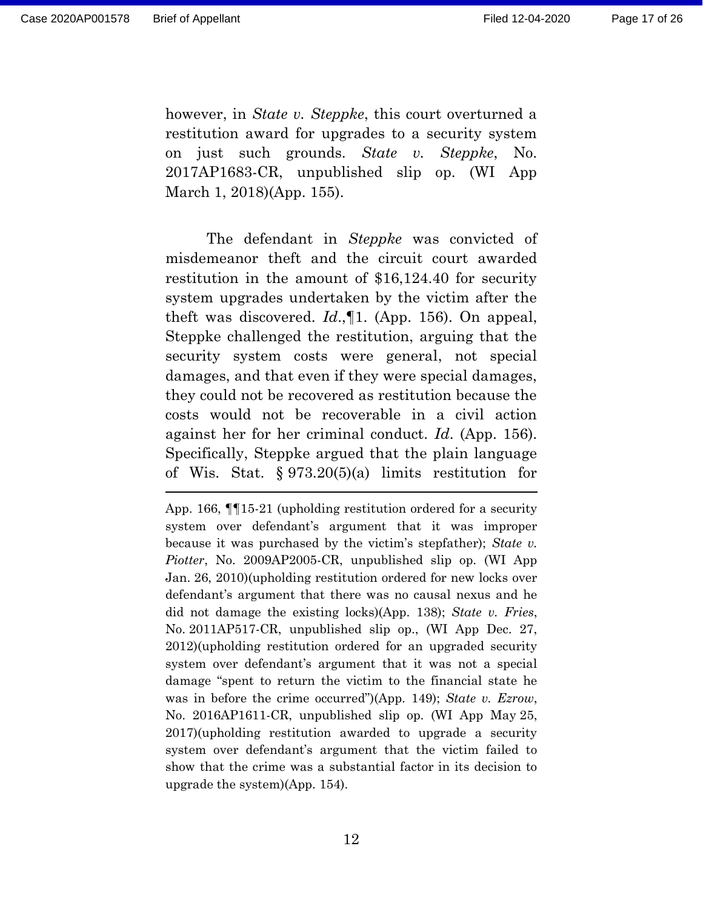however, in *State v. Steppke*, this court overturned a restitution award for upgrades to a security system on just such grounds. *State v. Steppke*, No. 2017AP1683-CR, unpublished slip op. (WI App March 1, 2018)(App. 155).

The defendant in *Steppke* was convicted of misdemeanor theft and the circuit court awarded restitution in the amount of $16,124.40 for security system upgrades undertaken by the victim after the theft was discovered. *Id.*,¶1. (App. 156). On appeal, Steppke challenged the restitution, arguing that the security system costs were general, not special damages, and that even if they were special damages, they could not be recovered as restitution because the costs would not be recoverable in a civil action against her for her criminal conduct. *Id.* (App. 156). Specifically, Steppke argued that the plain language of Wis. Stat. § 973.20(5)(a) limits restitution for

---

App. 166, ¶¶15-21 (upholding restitution ordered for a security system over defendant's argument that it was improper because it was purchased by the victim's stepfather); *State v. Piotter*, No. 2009AP2005-CR, unpublished slip op. (WI App Jan. 26, 2010)(upholding restitution ordered for new locks over defendant's argument that there was no causal nexus and he did not damage the existing locks)(App. 138); *State v. Fries*, No. 2011AP517-CR, unpublished slip op., (WI App Dec. 27, 2012)(upholding restitution ordered for an upgraded security system over defendant's argument that it was not a special damage "spent to return the victim to the financial state he was in before the crime occurred")(App. 149); *State v. Ezrow*, No. 2016AP1611-CR, unpublished slip op. (WI App May 25, 2017)(upholding restitution awarded to upgrade a security system over defendant's argument that the victim failed to show that the crime was a substantial factor in its decision to upgrade the system)(App. 154).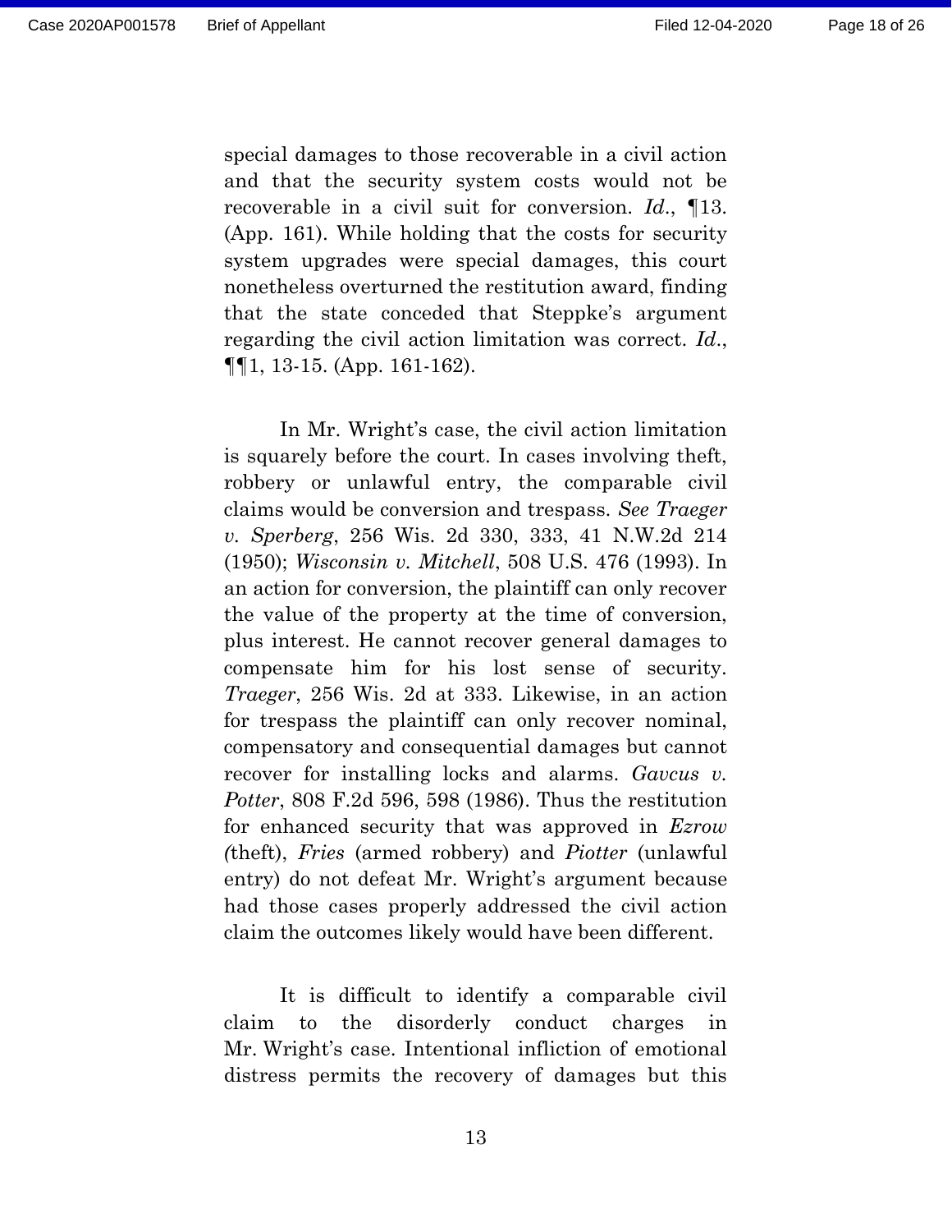special damages to those recoverable in a civil action and that the security system costs would not be recoverable in a civil suit for conversion. *Id.*, ¶13. (App. 161). While holding that the costs for security system upgrades were special damages, this court nonetheless overturned the restitution award, finding that the state conceded that Steppke's argument regarding the civil action limitation was correct. *Id.*, ¶¶1, 13-15. (App. 161-162).

In Mr. Wright's case, the civil action limitation is squarely before the court. In cases involving theft, robbery or unlawful entry, the comparable civil claims would be conversion and trespass. *See Traeger v. Sperberg*, 256 Wis. 2d 330, 333, 41 N.W.2d 214 (1950); *Wisconsin v. Mitchell*, 508 U.S. 476 (1993). In an action for conversion, the plaintiff can only recover the value of the property at the time of conversion, plus interest. He cannot recover general damages to compensate him for his lost sense of security. *Traeger*, 256 Wis. 2d at 333. Likewise, in an action for trespass the plaintiff can only recover nominal, compensatory and consequential damages but cannot recover for installing locks and alarms. *Gavcus v. Potter*, 808 F.2d 596, 598 (1986). Thus the restitution for enhanced security that was approved in *Ezrow (*theft), *Fries* (armed robbery) and *Piotter* (unlawful entry) do not defeat Mr. Wright's argument because had those cases properly addressed the civil action claim the outcomes likely would have been different.

It is difficult to identify a comparable civil claim to the disorderly conduct charges in Mr. Wright's case. Intentional infliction of emotional distress permits the recovery of damages but this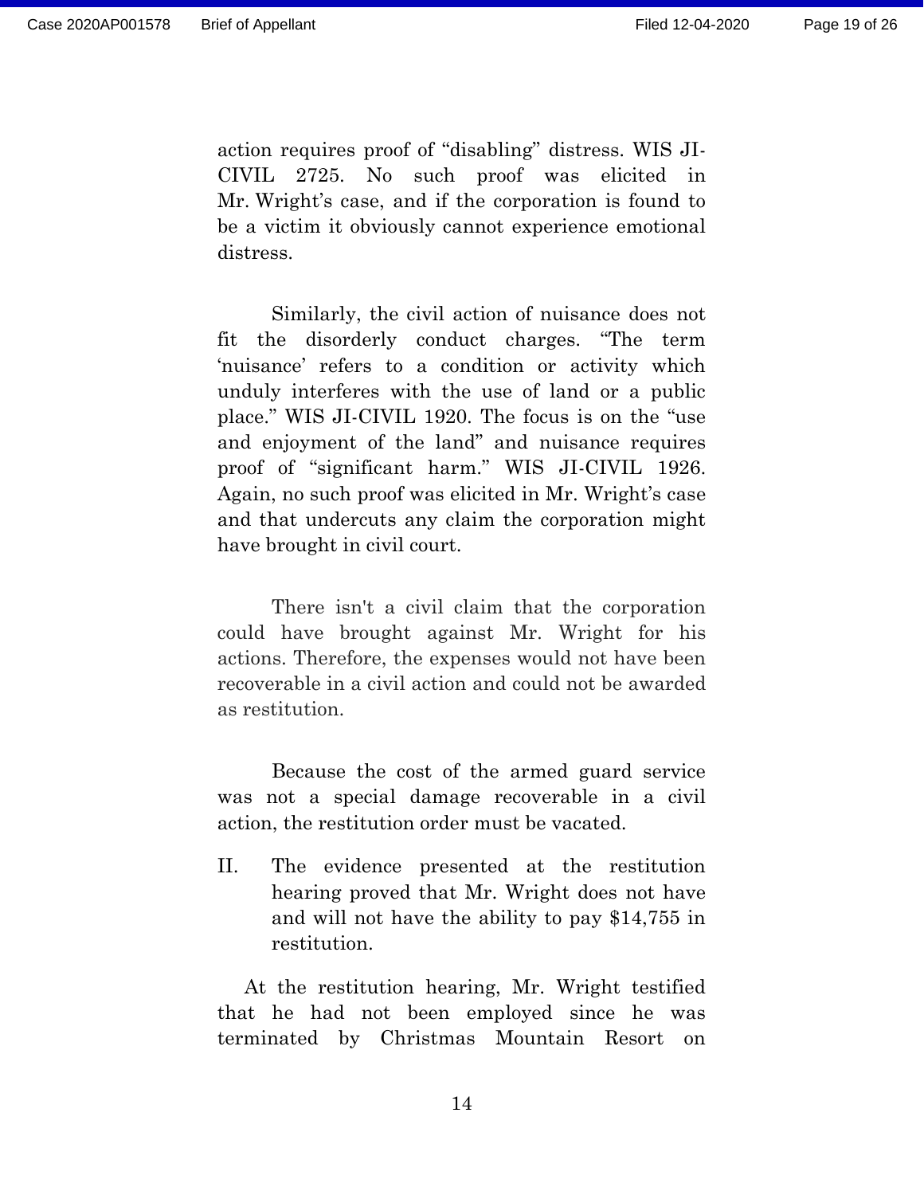action requires proof of "disabling" distress. WIS JI-CIVIL 2725. No such proof was elicited in Mr. Wright's case, and if the corporation is found to be a victim it obviously cannot experience emotional distress.

Similarly, the civil action of nuisance does not fit the disorderly conduct charges. "The term 'nuisance' refers to a condition or activity which unduly interferes with the use of land or a public place." WIS JI-CIVIL 1920. The focus is on the "use and enjoyment of the land" and nuisance requires proof of "significant harm." WIS JI-CIVIL 1926. Again, no such proof was elicited in Mr. Wright's case and that undercuts any claim the corporation might have brought in civil court.

There isn't a civil claim that the corporation could have brought against Mr. Wright for his actions. Therefore, the expenses would not have been recoverable in a civil action and could not be awarded as restitution.

Because the cost of the armed guard service was not a special damage recoverable in a civil action, the restitution order must be vacated.

## II. The evidence presented at the restitution hearing proved that Mr. Wright does not have and will not have the ability to pay $14,755 in restitution.

At the restitution hearing, Mr. Wright testified that he had not been employed since he was terminated by Christmas Mountain Resort on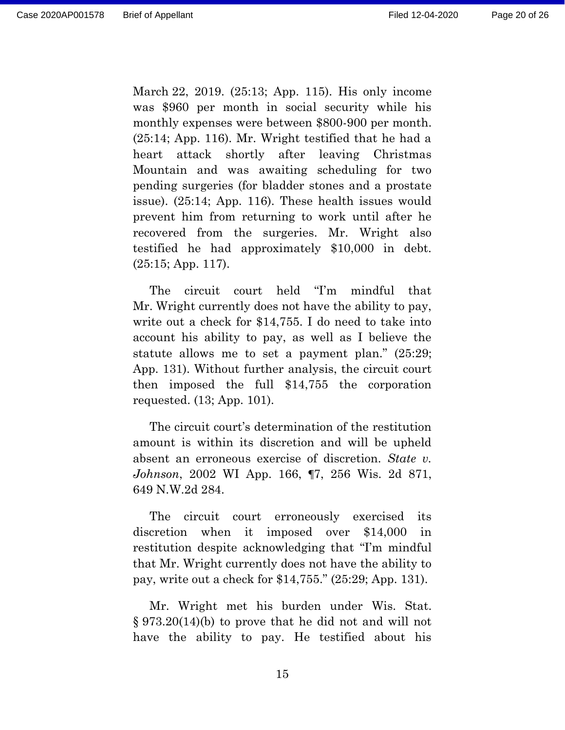March 22, 2019. (25:13; App. 115). His only income was $960 per month in social security while his monthly expenses were between $800-900 per month. (25:14; App. 116). Mr. Wright testified that he had a heart attack shortly after leaving Christmas Mountain and was awaiting scheduling for two pending surgeries (for bladder stones and a prostate issue). (25:14; App. 116). These health issues would prevent him from returning to work until after he recovered from the surgeries. Mr. Wright also testified he had approximately $10,000 in debt. (25:15; App. 117).

The circuit court held "I'm mindful that Mr. Wright currently does not have the ability to pay, write out a check for $14,755. I do need to take into account his ability to pay, as well as I believe the statute allows me to set a payment plan." (25:29; App. 131). Without further analysis, the circuit court then imposed the full $14,755 the corporation requested. (13; App. 101).

The circuit court's determination of the restitution amount is within its discretion and will be upheld absent an erroneous exercise of discretion. *State v. Johnson*, 2002 WI App. 166, ¶7, 256 Wis. 2d 871, 649 N.W.2d 284.

The circuit court erroneously exercised its discretion when it imposed over $14,000 in restitution despite acknowledging that "I'm mindful that Mr. Wright currently does not have the ability to pay, write out a check for $14,755." (25:29; App. 131).

Mr. Wright met his burden under Wis. Stat. § 973.20(14)(b) to prove that he did not and will not have the ability to pay. He testified about his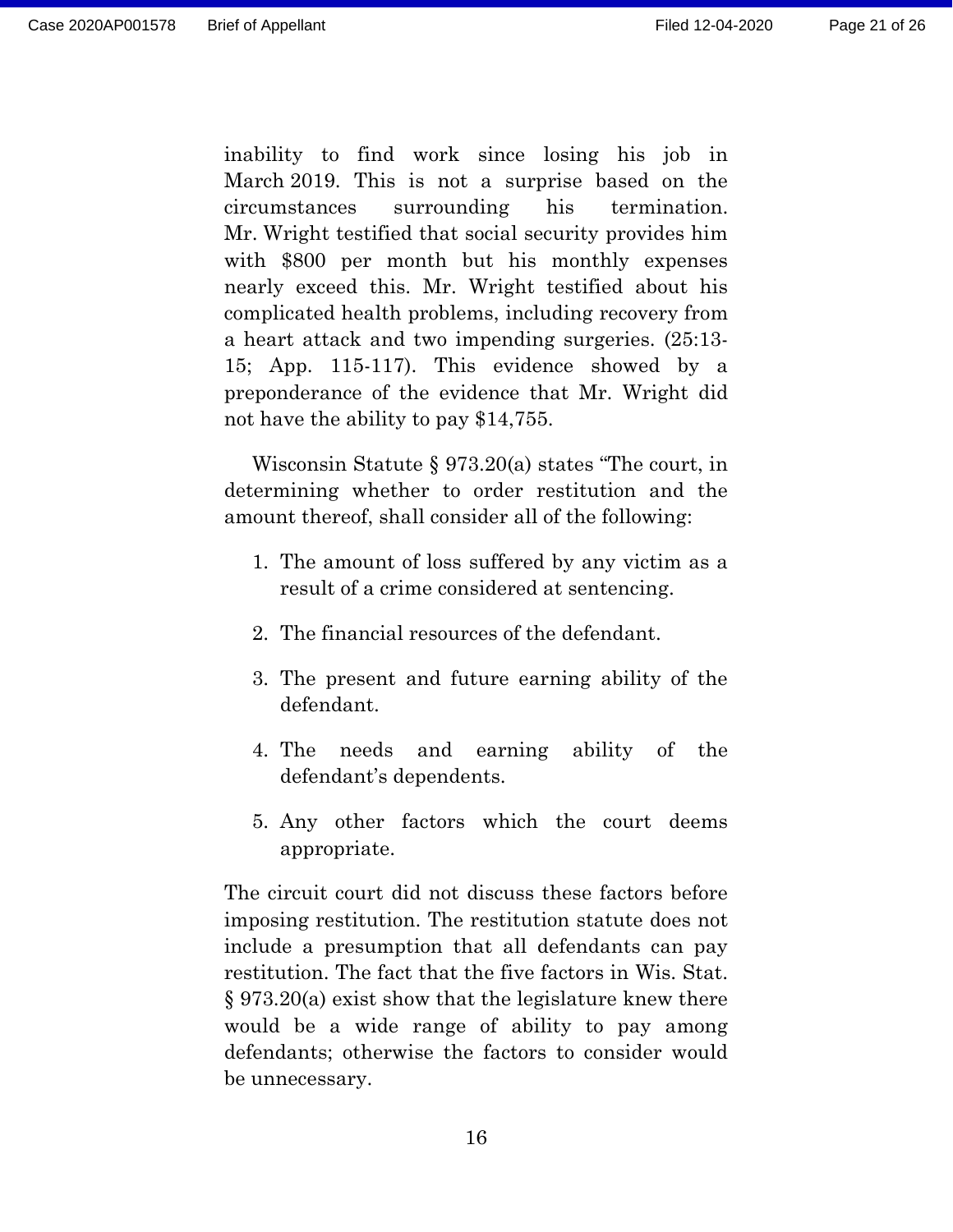inability to find work since losing his job in March 2019. This is not a surprise based on the circumstances surrounding his termination. Mr. Wright testified that social security provides him with $800 per month but his monthly expenses nearly exceed this. Mr. Wright testified about his complicated health problems, including recovery from a heart attack and two impending surgeries. (25:13-15; App. 115-117). This evidence showed by a preponderance of the evidence that Mr. Wright did not have the ability to pay $14,755.

Wisconsin Statute § 973.20(a) states "The court, in determining whether to order restitution and the amount thereof, shall consider all of the following:

1. The amount of loss suffered by any victim as a result of a crime considered at sentencing.
2. The financial resources of the defendant.
3. The present and future earning ability of the defendant.
4. The needs and earning ability of the defendant's dependents.
5. Any other factors which the court deems appropriate.

The circuit court did not discuss these factors before imposing restitution. The restitution statute does not include a presumption that all defendants can pay restitution. The fact that the five factors in Wis. Stat. § 973.20(a) exist show that the legislature knew there would be a wide range of ability to pay among defendants; otherwise the factors to consider would be unnecessary.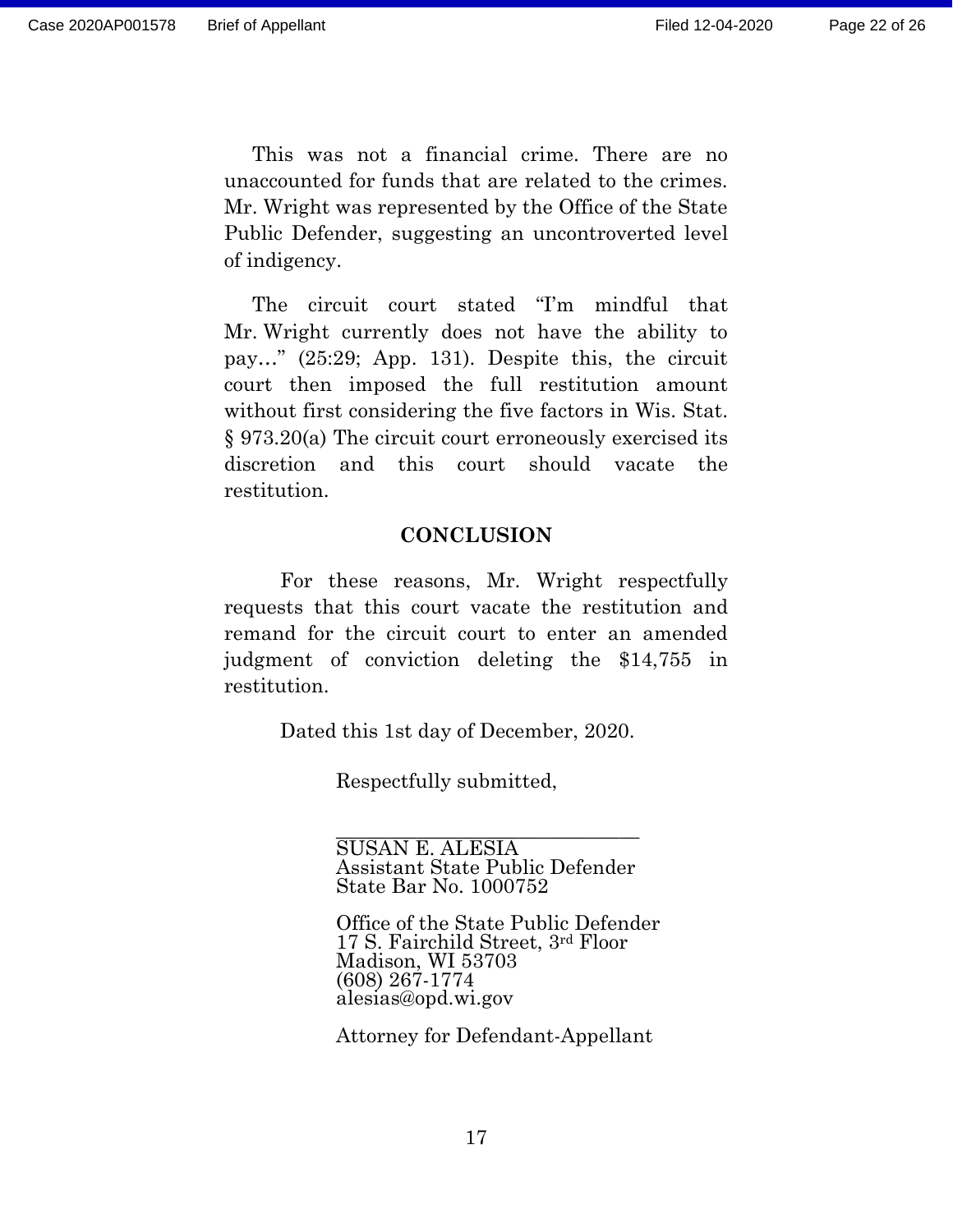This was not a financial crime. There are no unaccounted for funds that are related to the crimes. Mr. Wright was represented by the Office of the State Public Defender, suggesting an uncontroverted level of indigency.

The circuit court stated "I'm mindful that Mr. Wright currently does not have the ability to pay…" (25:29; App. 131). Despite this, the circuit court then imposed the full restitution amount without first considering the five factors in Wis. Stat. § 973.20(a) The circuit court erroneously exercised its discretion and this court should vacate the restitution.

## CONCLUSION

For these reasons, Mr. Wright respectfully requests that this court vacate the restitution and remand for the circuit court to enter an amended judgment of conviction deleting the $14,755 in restitution.

Dated this 1st day of December, 2020.

Respectfully submitted,

\_\_\_\_\_\_\_\_\_\_\_\_\_\_\_\_\_\_\_\_\_\_\_\_\_\_\_\_\_\_\_\_
SUSAN E. ALESIA
Assistant State Public Defender
State Bar No. 1000752

Office of the State Public Defender
17 S. Fairchild Street, 3rd Floor
Madison, WI 53703
(608) 267-1774
alesias@opd.wi.gov

Attorney for Defendant-Appellant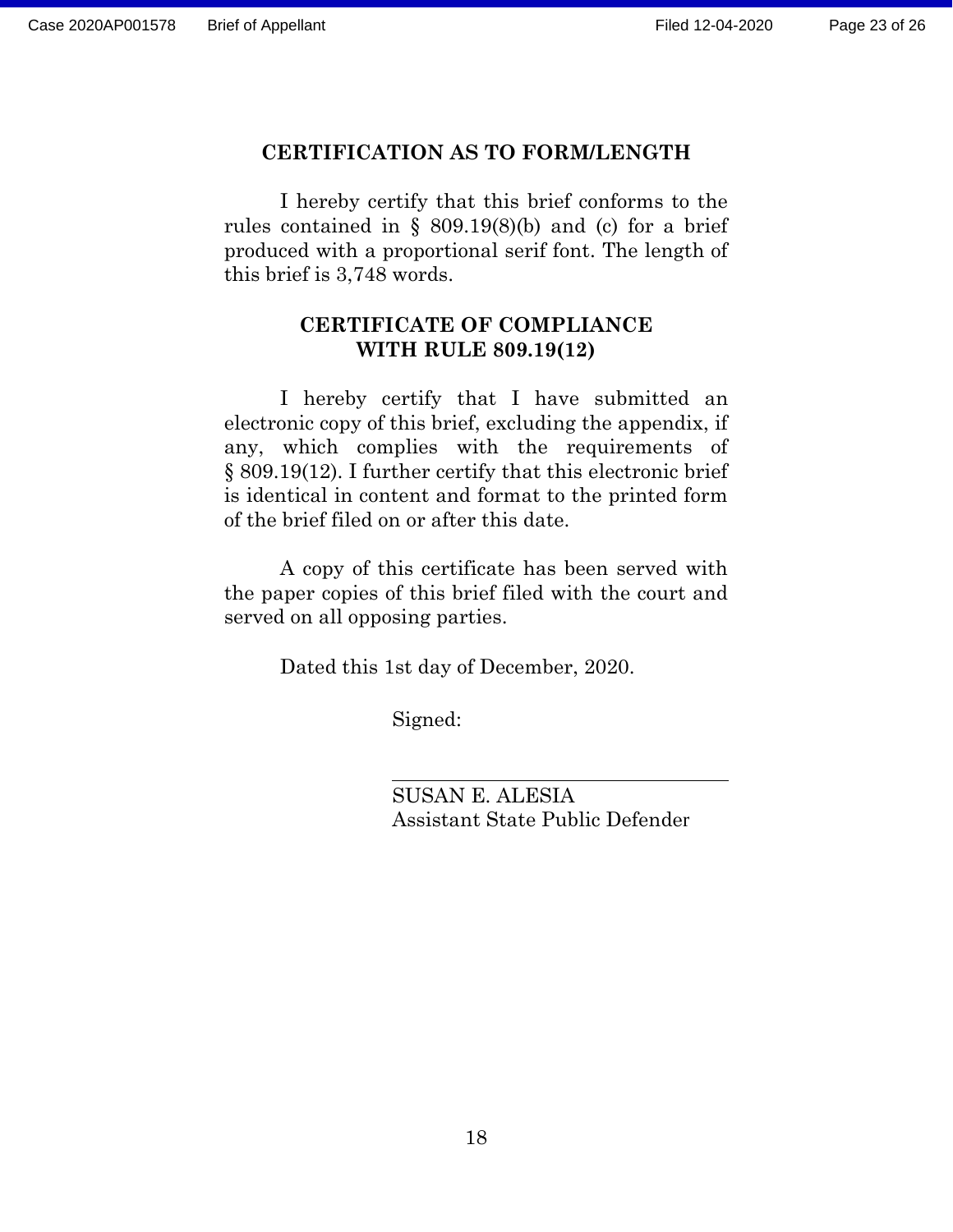## CERTIFICATION AS TO FORM/LENGTH

I hereby certify that this brief conforms to the rules contained in § 809.19(8)(b) and (c) for a brief produced with a proportional serif font. The length of this brief is 3,748 words.

## CERTIFICATE OF COMPLIANCE WITH RULE 809.19(12)

I hereby certify that I have submitted an electronic copy of this brief, excluding the appendix, if any, which complies with the requirements of § 809.19(12). I further certify that this electronic brief is identical in content and format to the printed form of the brief filed on or after this date.

A copy of this certificate has been served with the paper copies of this brief filed with the court and served on all opposing parties.

Dated this 1st day of December, 2020.

Signed:

\_\_\_\_\_\_\_\_\_\_\_\_\_\_\_\_\_\_\_\_\_\_\_\_\_\_\_\_\_\_

SUSAN E. ALESIA
Assistant State Public Defender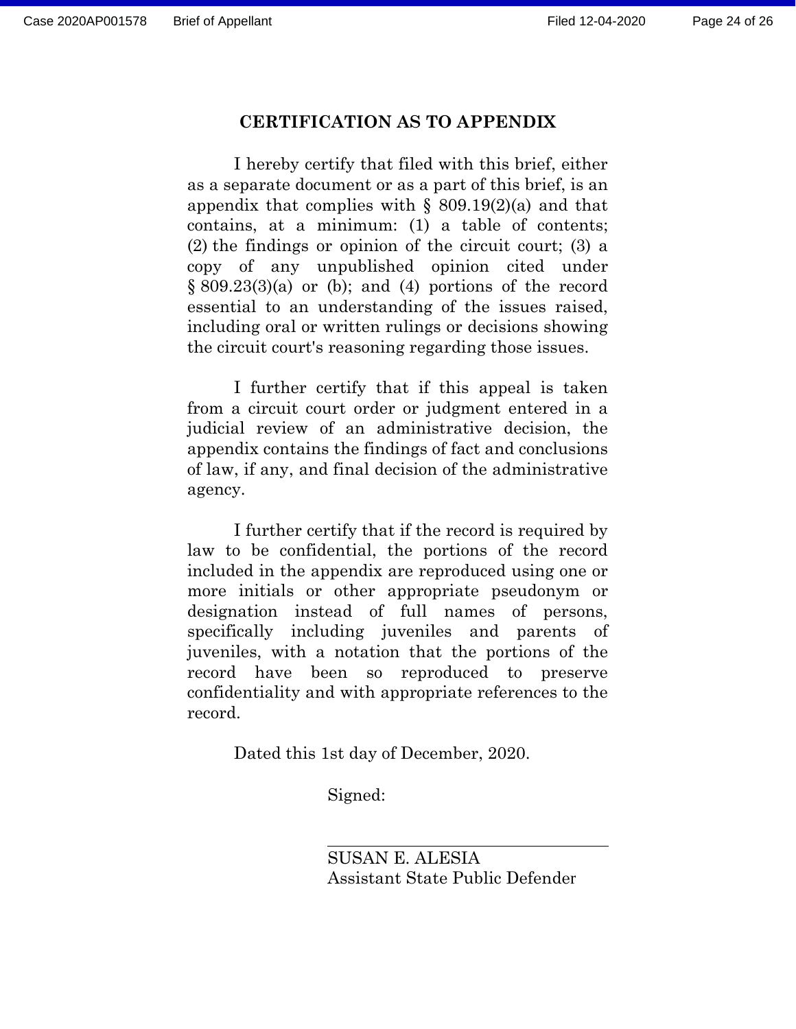## CERTIFICATION AS TO APPENDIX

I hereby certify that filed with this brief, either as a separate document or as a part of this brief, is an appendix that complies with § 809.19(2)(a) and that contains, at a minimum: (1) a table of contents; (2) the findings or opinion of the circuit court; (3) a copy of any unpublished opinion cited under § 809.23(3)(a) or (b); and (4) portions of the record essential to an understanding of the issues raised, including oral or written rulings or decisions showing the circuit court's reasoning regarding those issues.

I further certify that if this appeal is taken from a circuit court order or judgment entered in a judicial review of an administrative decision, the appendix contains the findings of fact and conclusions of law, if any, and final decision of the administrative agency.

I further certify that if the record is required by law to be confidential, the portions of the record included in the appendix are reproduced using one or more initials or other appropriate pseudonym or designation instead of full names of persons, specifically including juveniles and parents of juveniles, with a notation that the portions of the record have been so reproduced to preserve confidentiality and with appropriate references to the record.

Dated this 1st day of December, 2020.

Signed:

SUSAN E. ALESIA
Assistant State Public Defender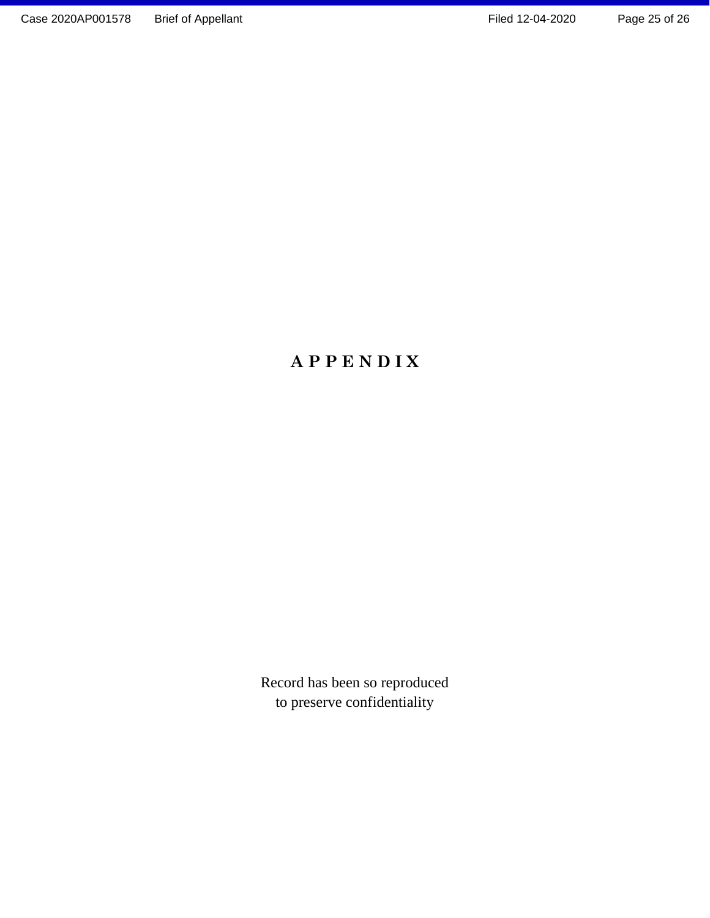# APPENDIX

Record has been so reproduced
to preserve confidentiality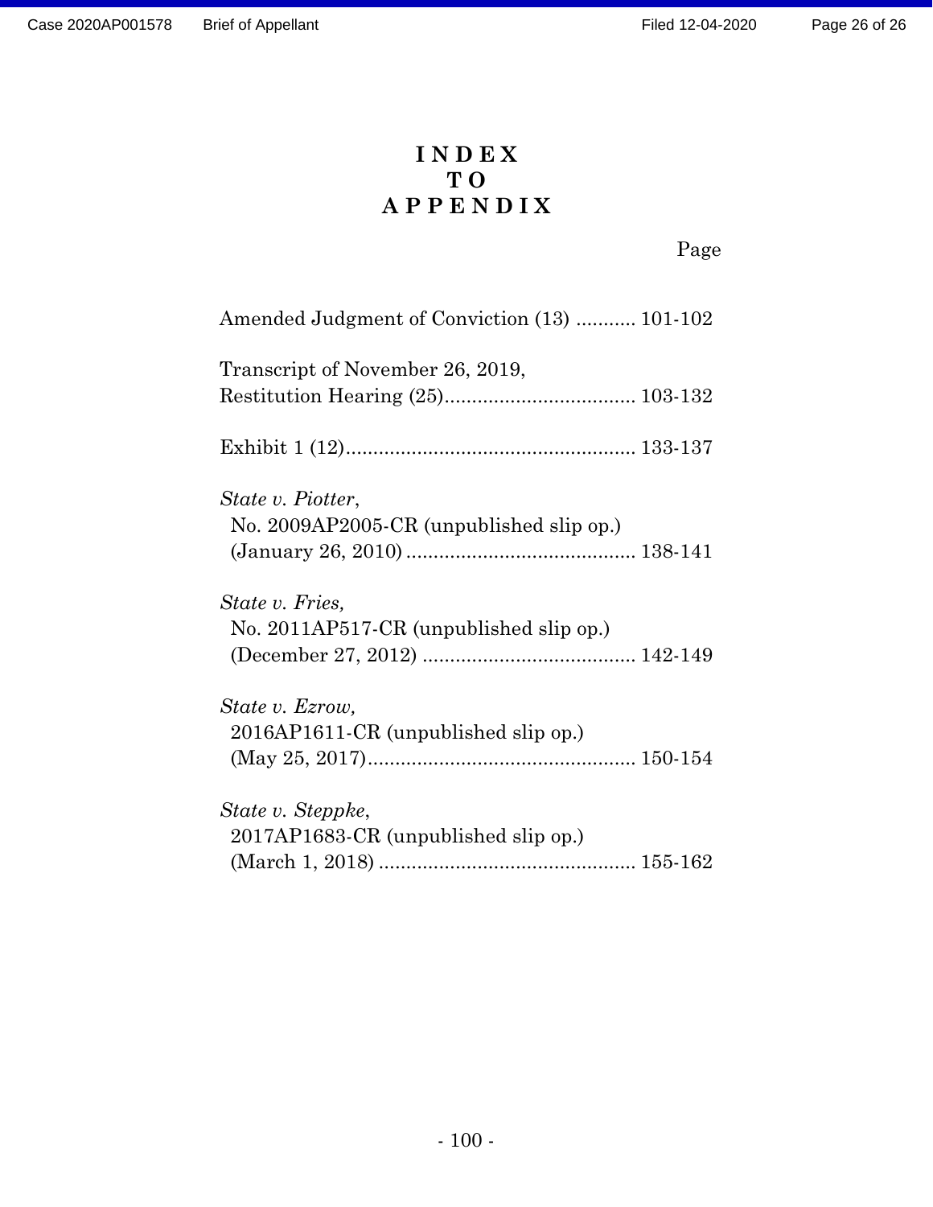# INDEX TO APPENDIX

Page

Amended Judgment of Conviction (13) ........... 101-102

Transcript of November 26, 2019,
Restitution Hearing (25)................................... 103-132

Exhibit 1 (12)..................................................... 133-137

*State v. Piotter*,
No. 2009AP2005-CR (unpublished slip op.)
(January 26, 2010) .......................................... 138-141

*State v. Fries,*
No. 2011AP517-CR (unpublished slip op.)
(December 27, 2012) ....................................... 142-149

*State v. Ezrow,*
2016AP1611-CR (unpublished slip op.)
(May 25, 2017)................................................. 150-154

*State v. Steppke*,
2017AP1683-CR (unpublished slip op.)
(March 1, 2018) ............................................... 155-162